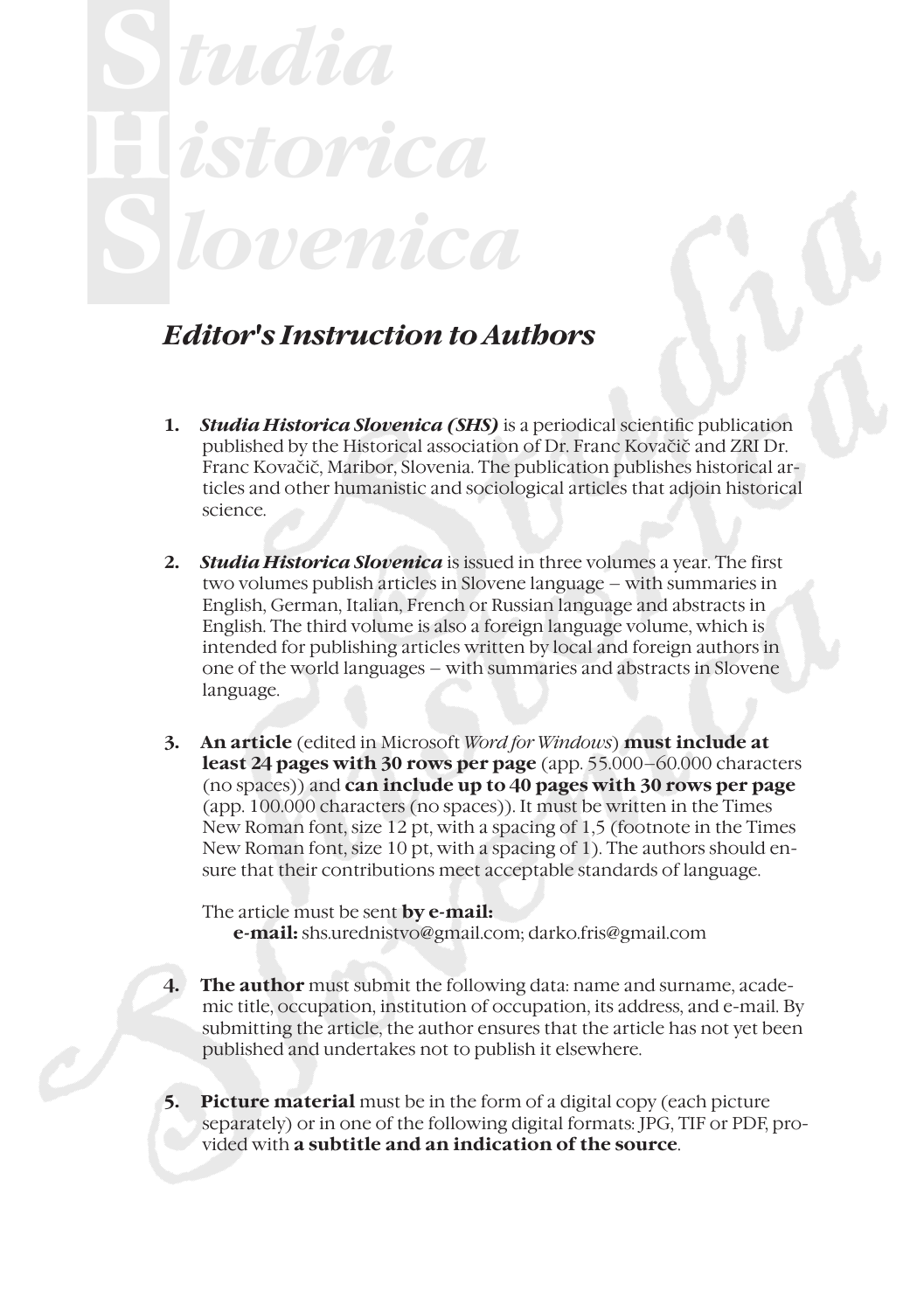# Studia Historica Slovenica

## *Editor's Instruction to Authors*

1. ***Studia Historica Slovenica (SHS)*** is a periodical scientific publication published by the Historical association of Dr. Franc Kovačič and ZRI Dr. Franc Kovačič, Maribor, Slovenia. The publication publishes historical articles and other humanistic and sociological articles that adjoin historical science.

2. ***Studia Historica Slovenica*** is issued in three volumes a year. The first two volumes publish articles in Slovene language – with summaries in English, German, Italian, French or Russian language and abstracts in English. The third volume is also a foreign language volume, which is intended for publishing articles written by local and foreign authors in one of the world languages – with summaries and abstracts in Slovene language.

3. **An article** (edited in Microsoft *Word for Windows*) **must include at least 24 pages with 30 rows per page** (app. 55.000–60.000 characters (no spaces)) and **can include up to 40 pages with 30 rows per page** (app. 100.000 characters (no spaces)). It must be written in the Times New Roman font, size 12 pt, with a spacing of 1,5 (footnote in the Times New Roman font, size 10 pt, with a spacing of 1). The authors should ensure that their contributions meet acceptable standards of language.

   The article must be sent **by e-mail:**
   **e-mail:** shs.urednistvo@gmail.com; darko.fris@gmail.com

4. **The author** must submit the following data: name and surname, academic title, occupation, institution of occupation, its address, and e-mail. By submitting the article, the author ensures that the article has not yet been published and undertakes not to publish it elsewhere.

5. **Picture material** must be in the form of a digital copy (each picture separately) or in one of the following digital formats: JPG, TIF or PDF, provided with **a subtitle and an indication of the source**.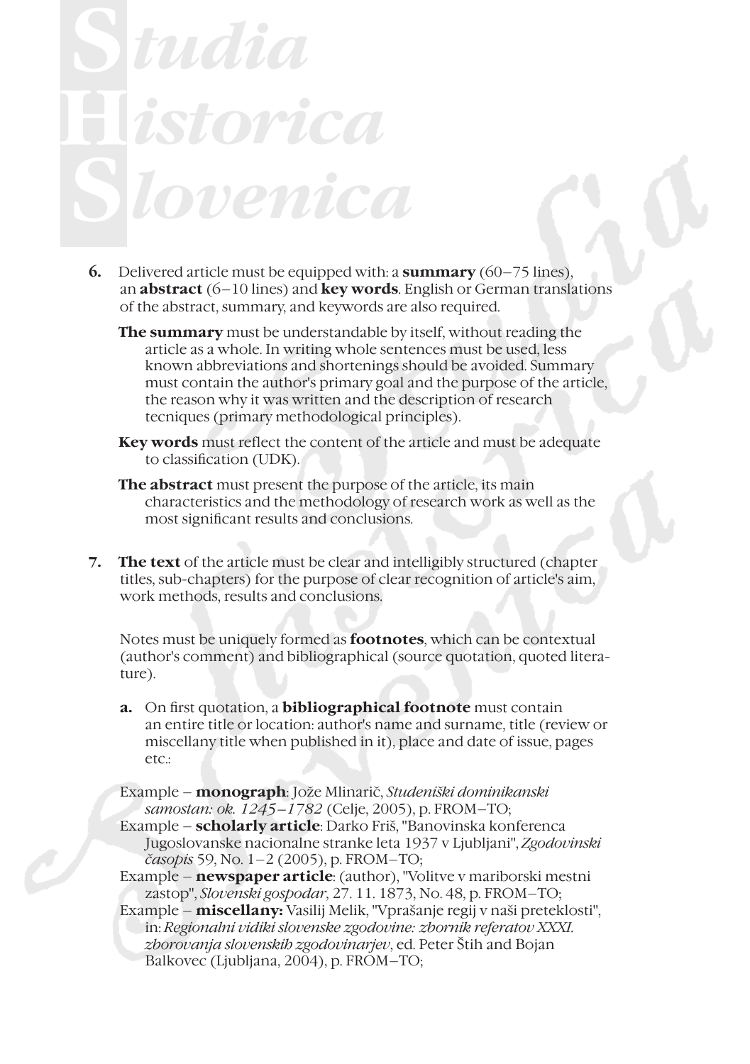6. Delivered article must be equipped with: a **summary** (60–75 lines), an **abstract** (6–10 lines) and **key words**. English or German translations of the abstract, summary, and keywords are also required.

   **The summary** must be understandable by itself, without reading the article as a whole. In writing whole sentences must be used, less known abbreviations and shortenings should be avoided. Summary must contain the author's primary goal and the purpose of the article, the reason why it was written and the description of research tecniques (primary methodological principles).

   **Key words** must reflect the content of the article and must be adequate to classification (UDK).

   **The abstract** must present the purpose of the article, its main characteristics and the methodology of research work as well as the most significant results and conclusions.

7. **The text** of the article must be clear and intelligibly structured (chapter titles, sub-chapters) for the purpose of clear recognition of article's aim, work methods, results and conclusions.

   Notes must be uniquely formed as **footnotes**, which can be contextual (author's comment) and bibliographical (source quotation, quoted literature).

   a. On first quotation, a **bibliographical footnote** must contain an entire title or location: author's name and surname, title (review or miscellany title when published in it), place and date of issue, pages etc.:

   Example – **monograph**: Jože Mlinarič, *Studeniški dominikanski samostan: ok. 1245–1782* (Celje, 2005), p. FROM–TO;
   Example – **scholarly article**: Darko Friš, "Banovinska konferenca Jugoslovanske nacionalne stranke leta 1937 v Ljubljani", *Zgodovinski časopis* 59, No. 1–2 (2005), p. FROM–TO;
   Example – **newspaper article**: (author), "Volitve v mariborski mestni zastop", *Slovenski gospodar*, 27. 11. 1873, No. 48, p. FROM–TO;
   Example – **miscellany:** Vasilij Melik, "Vprašanje regij v naši preteklosti", in: *Regionalni vidiki slovenske zgodovine: zbornik referatov XXXI. zborovanja slovenskih zgodovinarjev*, ed. Peter Štih and Bojan Balkovec (Ljubljana, 2004), p. FROM–TO;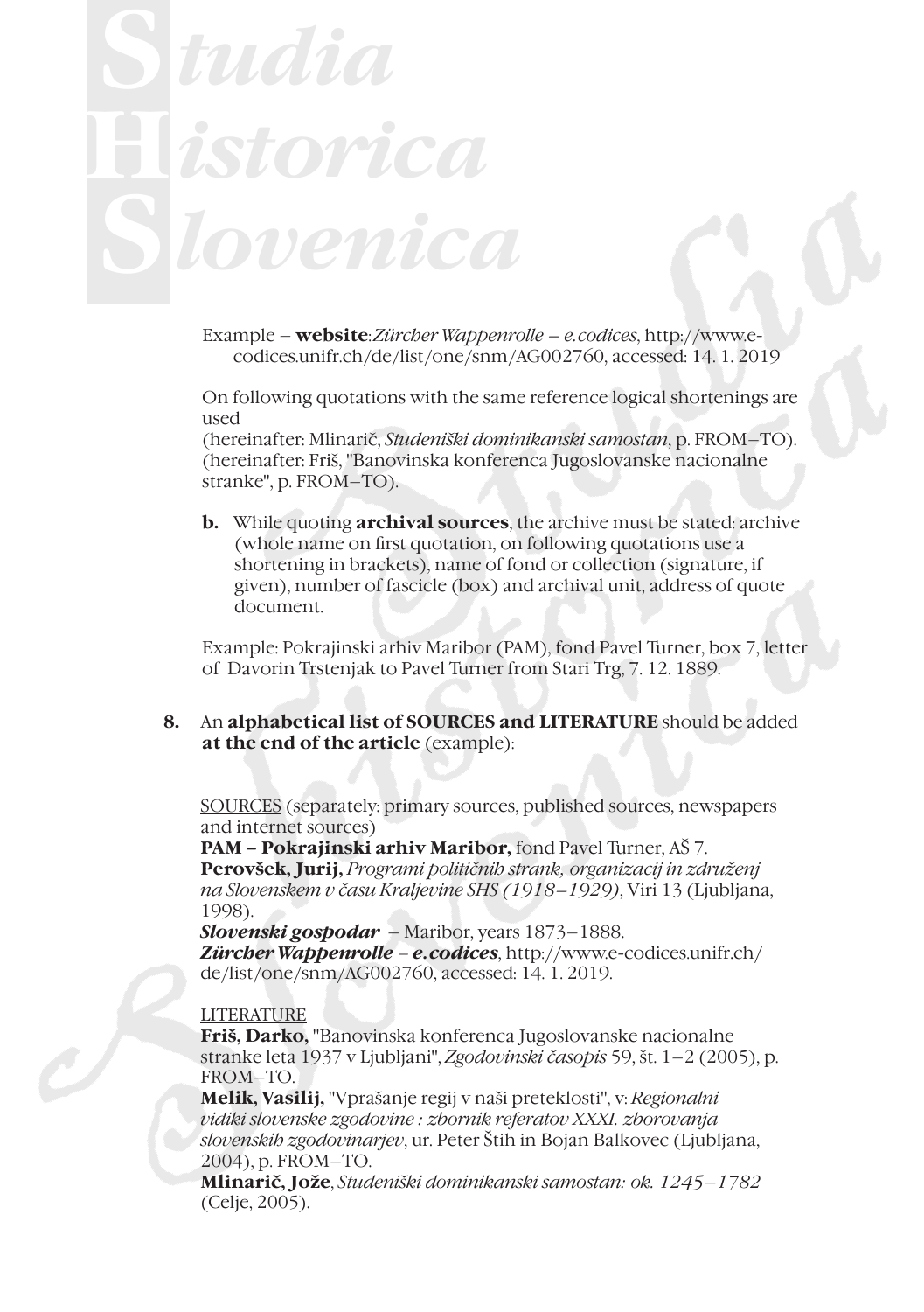Example – **website**: *Zürcher Wappenrolle – e.codices*, http://www.e-codices.unifr.ch/de/list/one/snm/AG002760, accessed: 14. 1. 2019

On following quotations with the same reference logical shortenings are used
(hereinafter: Mlinarič, *Studeniški dominikanski samostan*, p. FROM–TO).
(hereinafter: Friš, "Banovinska konferenca Jugoslovanske nacionalne stranke", p. FROM–TO).

**b.** While quoting **archival sources**, the archive must be stated: archive (whole name on first quotation, on following quotations use a shortening in brackets), name of fond or collection (signature, if given), number of fascicle (box) and archival unit, address of quote document.

Example: Pokrajinski arhiv Maribor (PAM), fond Pavel Turner, box 7, letter of Davorin Trstenjak to Pavel Turner from Stari Trg, 7. 12. 1889.

**8.** An **alphabetical list of SOURCES and LITERATURE** should be added **at the end of the article** (example):

<u>SOURCES</u> (separately: primary sources, published sources, newspapers and internet sources)
**PAM – Pokrajinski arhiv Maribor,** fond Pavel Turner, AŠ 7.
**Perovšek, Jurij,** *Programi političnih strank, organizacij in združenj na Slovenskem v času Kraljevine SHS (1918–1929)*, Viri 13 (Ljubljana, 1998).
***Slovenski gospodar*** – Maribor, years 1873–1888.
***Zürcher Wappenrolle – e.codices***, http://www.e-codices.unifr.ch/de/list/one/snm/AG002760, accessed: 14. 1. 2019.

<u>LITERATURE</u>
**Friš, Darko,** "Banovinska konferenca Jugoslovanske nacionalne stranke leta 1937 v Ljubljani", *Zgodovinski časopis* 59, št. 1–2 (2005), p. FROM–TO.
**Melik, Vasilij,** "Vprašanje regij v naši preteklosti", v: *Regionalni vidiki slovenske zgodovine : zbornik referatov XXXI. zborovanja slovenskih zgodovinarjev*, ur. Peter Štih in Bojan Balkovec (Ljubljana, 2004), p. FROM–TO.
**Mlinarič, Jože**, *Studeniški dominikanski samostan: ok. 1245–1782* (Celje, 2005).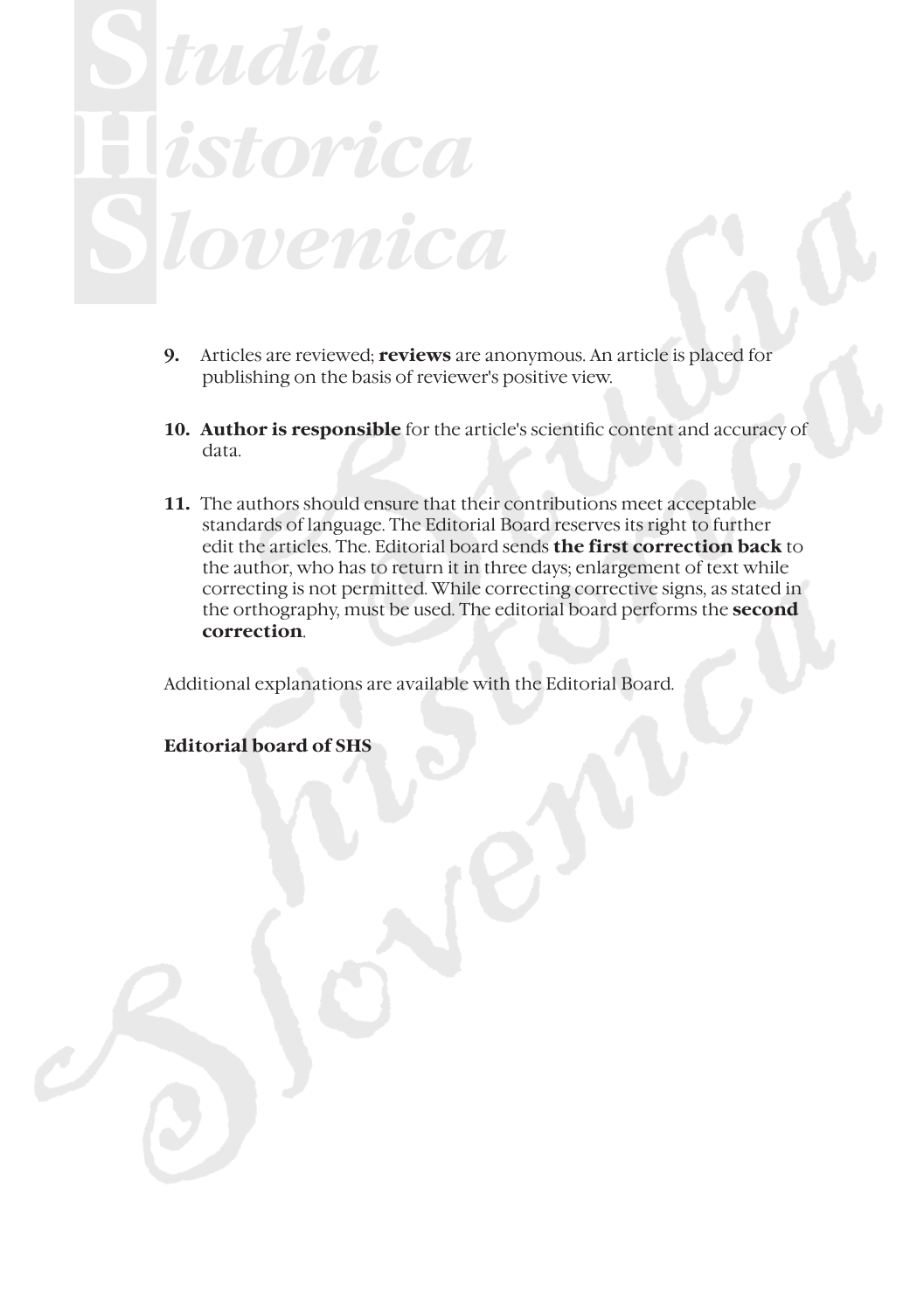9. Articles are reviewed; **reviews** are anonymous. An article is placed for publishing on the basis of reviewer's positive view.

10. **Author is responsible** for the article's scientific content and accuracy of data.

11. The authors should ensure that their contributions meet acceptable standards of language. The Editorial Board reserves its right to further edit the articles. The. Editorial board sends **the first correction back** to the author, who has to return it in three days; enlargement of text while correcting is not permitted. While correcting corrective signs, as stated in the orthography, must be used. The editorial board performs the **second correction**.

Additional explanations are available with the Editorial Board.

**Editorial board of SHS**